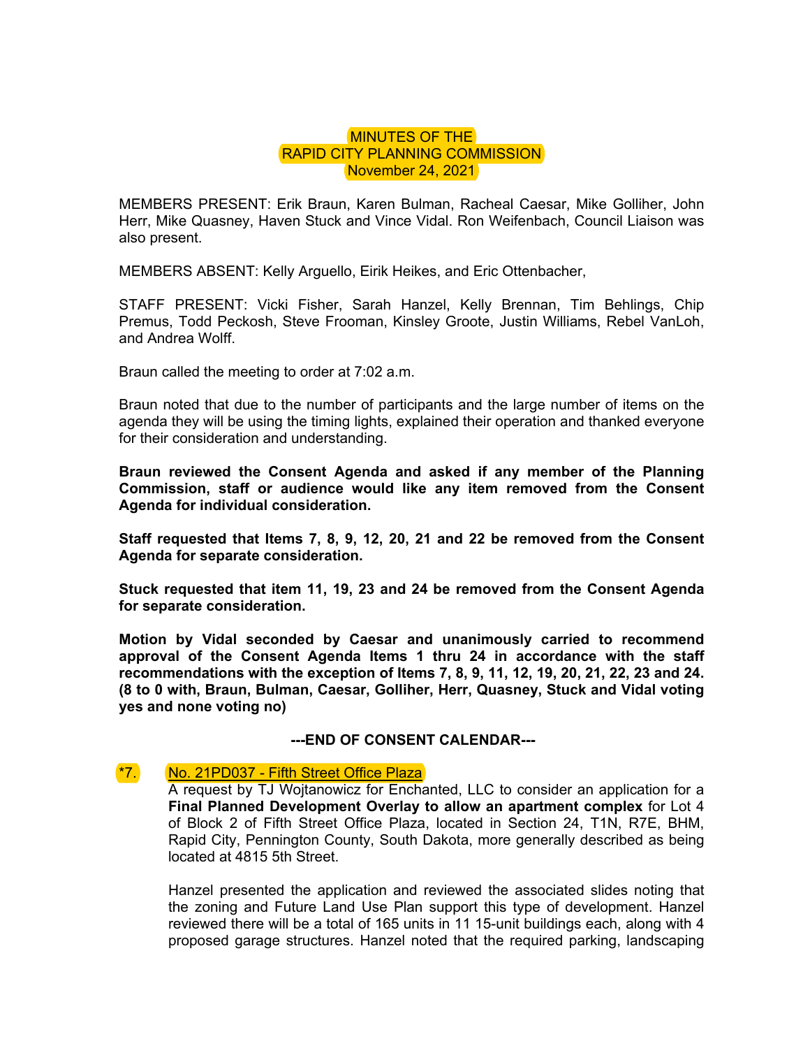# MINUTES OF THE
# RAPID CITY PLANNING COMMISSION
# November 24, 2021

MEMBERS PRESENT: Erik Braun, Karen Bulman, Racheal Caesar, Mike Golliher, John Herr, Mike Quasney, Haven Stuck and Vince Vidal. Ron Weifenbach, Council Liaison was also present.

MEMBERS ABSENT: Kelly Arguello, Eirik Heikes, and Eric Ottenbacher,

STAFF PRESENT: Vicki Fisher, Sarah Hanzel, Kelly Brennan, Tim Behlings, Chip Premus, Todd Peckosh, Steve Frooman, Kinsley Groote, Justin Williams, Rebel VanLoh, and Andrea Wolff.

Braun called the meeting to order at 7:02 a.m.

Braun noted that due to the number of participants and the large number of items on the agenda they will be using the timing lights, explained their operation and thanked everyone for their consideration and understanding.

**Braun reviewed the Consent Agenda and asked if any member of the Planning Commission, staff or audience would like any item removed from the Consent Agenda for individual consideration.**

**Staff requested that Items 7, 8, 9, 12, 20, 21 and 22 be removed from the Consent Agenda for separate consideration.**

**Stuck requested that item 11, 19, 23 and 24 be removed from the Consent Agenda for separate consideration.**

**Motion by Vidal seconded by Caesar and unanimously carried to recommend approval of the Consent Agenda Items 1 thru 24 in accordance with the staff recommendations with the exception of Items 7, 8, 9, 11, 12, 19, 20, 21, 22, 23 and 24. (8 to 0 with, Braun, Bulman, Caesar, Golliher, Herr, Quasney, Stuck and Vidal voting yes and none voting no)**

**---END OF CONSENT CALENDAR---**

*7. No. 21PD037 - Fifth Street Office Plaza

A request by TJ Wojtanowicz for Enchanted, LLC to consider an application for a **Final Planned Development Overlay to allow an apartment complex** for Lot 4 of Block 2 of Fifth Street Office Plaza, located in Section 24, T1N, R7E, BHM, Rapid City, Pennington County, South Dakota, more generally described as being located at 4815 5th Street.

Hanzel presented the application and reviewed the associated slides noting that the zoning and Future Land Use Plan support this type of development. Hanzel reviewed there will be a total of 165 units in 11 15-unit buildings each, along with 4 proposed garage structures. Hanzel noted that the required parking, landscaping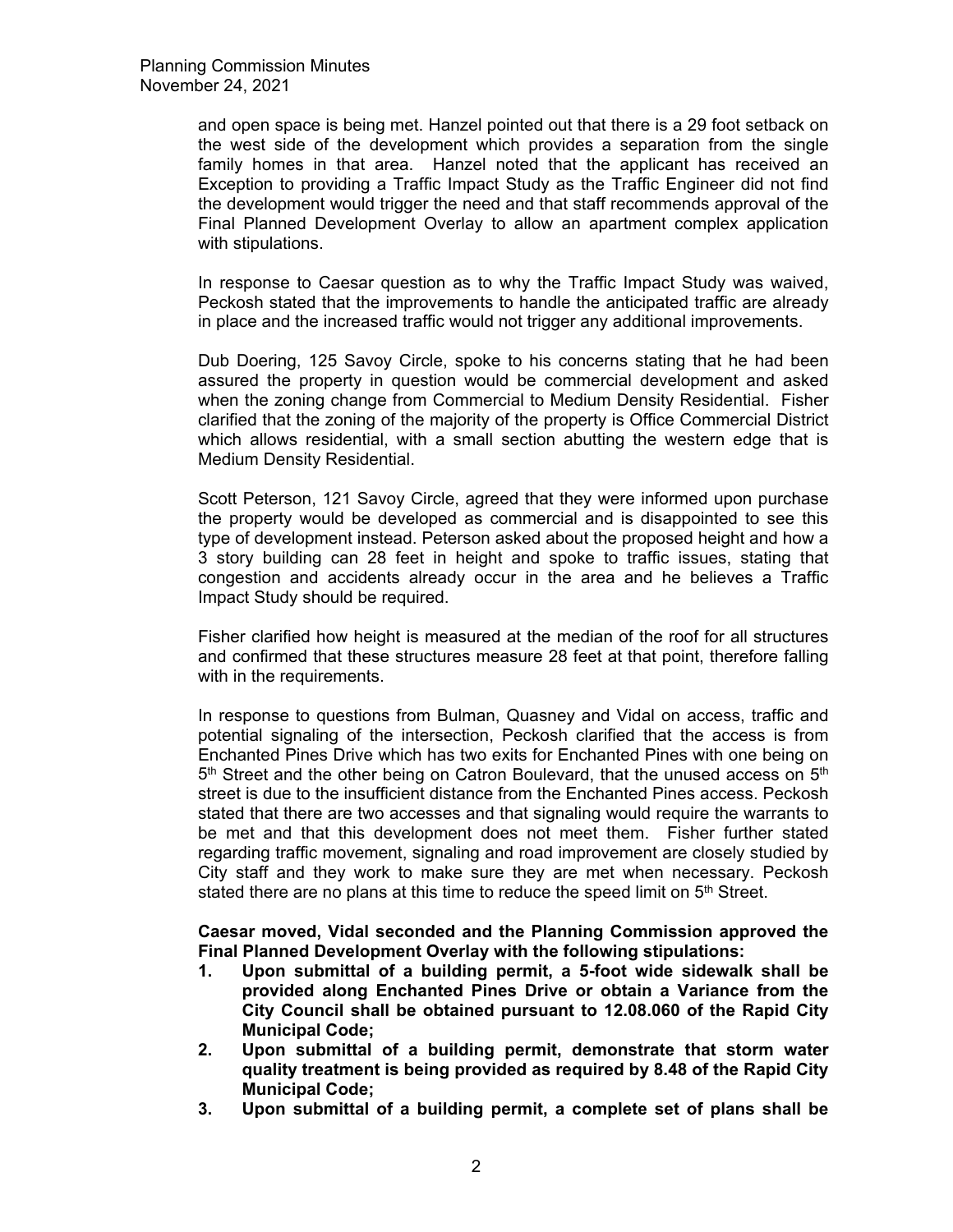and open space is being met. Hanzel pointed out that there is a 29 foot setback on the west side of the development which provides a separation from the single family homes in that area. Hanzel noted that the applicant has received an Exception to providing a Traffic Impact Study as the Traffic Engineer did not find the development would trigger the need and that staff recommends approval of the Final Planned Development Overlay to allow an apartment complex application with stipulations.

In response to Caesar question as to why the Traffic Impact Study was waived, Peckosh stated that the improvements to handle the anticipated traffic are already in place and the increased traffic would not trigger any additional improvements.

Dub Doering, 125 Savoy Circle, spoke to his concerns stating that he had been assured the property in question would be commercial development and asked when the zoning change from Commercial to Medium Density Residential. Fisher clarified that the zoning of the majority of the property is Office Commercial District which allows residential, with a small section abutting the western edge that is Medium Density Residential.

Scott Peterson, 121 Savoy Circle, agreed that they were informed upon purchase the property would be developed as commercial and is disappointed to see this type of development instead. Peterson asked about the proposed height and how a 3 story building can 28 feet in height and spoke to traffic issues, stating that congestion and accidents already occur in the area and he believes a Traffic Impact Study should be required.

Fisher clarified how height is measured at the median of the roof for all structures and confirmed that these structures measure 28 feet at that point, therefore falling with in the requirements.

In response to questions from Bulman, Quasney and Vidal on access, traffic and potential signaling of the intersection, Peckosh clarified that the access is from Enchanted Pines Drive which has two exits for Enchanted Pines with one being on 5th Street and the other being on Catron Boulevard, that the unused access on 5th street is due to the insufficient distance from the Enchanted Pines access. Peckosh stated that there are two accesses and that signaling would require the warrants to be met and that this development does not meet them. Fisher further stated regarding traffic movement, signaling and road improvement are closely studied by City staff and they work to make sure they are met when necessary. Peckosh stated there are no plans at this time to reduce the speed limit on 5th Street.

**Caesar moved, Vidal seconded and the Planning Commission approved the Final Planned Development Overlay with the following stipulations:**

1. **Upon submittal of a building permit, a 5-foot wide sidewalk shall be provided along Enchanted Pines Drive or obtain a Variance from the City Council shall be obtained pursuant to 12.08.060 of the Rapid City Municipal Code;**
2. **Upon submittal of a building permit, demonstrate that storm water quality treatment is being provided as required by 8.48 of the Rapid City Municipal Code;**
3. **Upon submittal of a building permit, a complete set of plans shall be**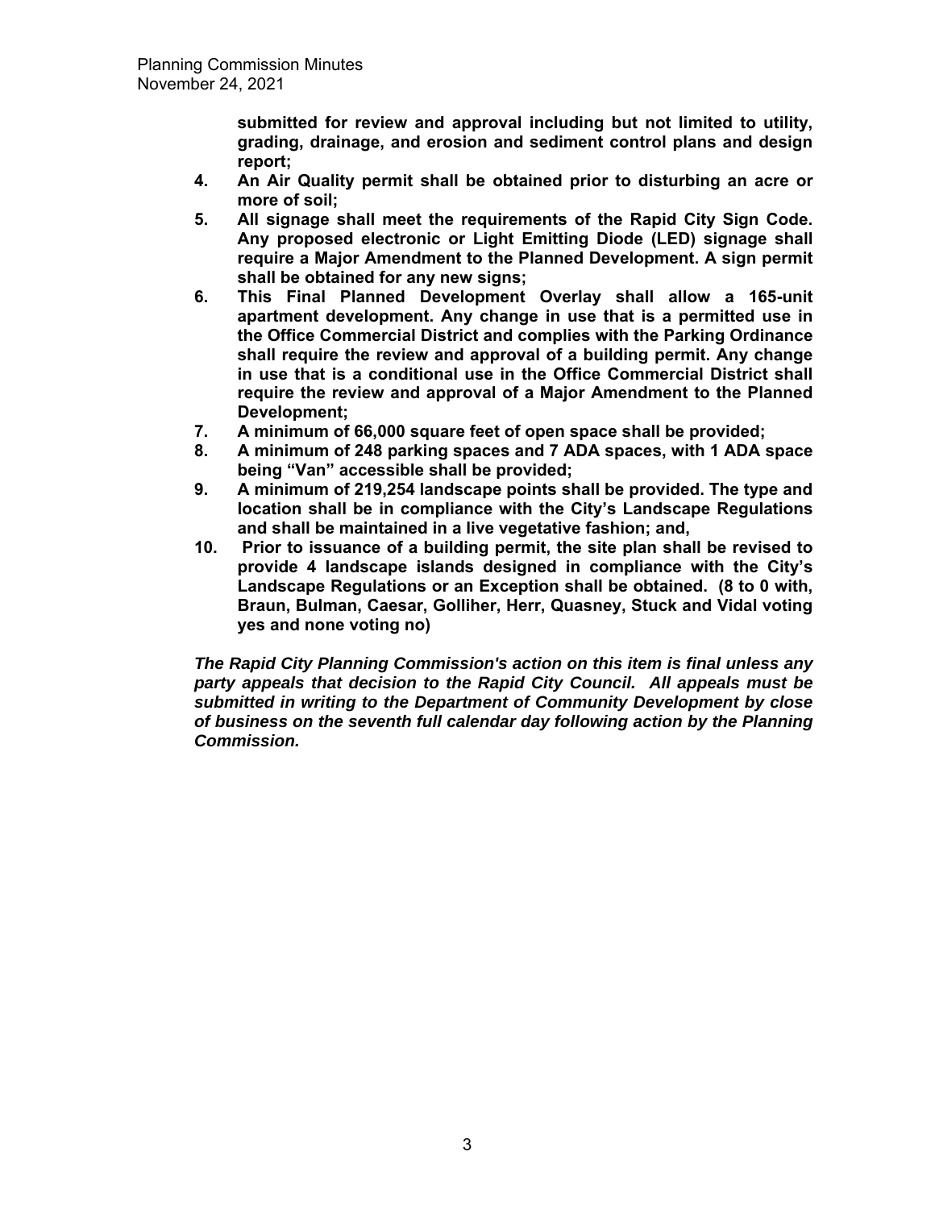**submitted for review and approval including but not limited to utility, grading, drainage, and erosion and sediment control plans and design report;**

4. **An Air Quality permit shall be obtained prior to disturbing an acre or more of soil;**
5. **All signage shall meet the requirements of the Rapid City Sign Code. Any proposed electronic or Light Emitting Diode (LED) signage shall require a Major Amendment to the Planned Development. A sign permit shall be obtained for any new signs;**
6. **This Final Planned Development Overlay shall allow a 165-unit apartment development. Any change in use that is a permitted use in the Office Commercial District and complies with the Parking Ordinance shall require the review and approval of a building permit. Any change in use that is a conditional use in the Office Commercial District shall require the review and approval of a Major Amendment to the Planned Development;**
7. **A minimum of 66,000 square feet of open space shall be provided;**
8. **A minimum of 248 parking spaces and 7 ADA spaces, with 1 ADA space being "Van" accessible shall be provided;**
9. **A minimum of 219,254 landscape points shall be provided. The type and location shall be in compliance with the City's Landscape Regulations and shall be maintained in a live vegetative fashion; and,**
10. **Prior to issuance of a building permit, the site plan shall be revised to provide 4 landscape islands designed in compliance with the City's Landscape Regulations or an Exception shall be obtained. (8 to 0 with, Braun, Bulman, Caesar, Golliher, Herr, Quasney, Stuck and Vidal voting yes and none voting no)**

***The Rapid City Planning Commission's action on this item is final unless any party appeals that decision to the Rapid City Council. All appeals must be submitted in writing to the Department of Community Development by close of business on the seventh full calendar day following action by the Planning Commission.***